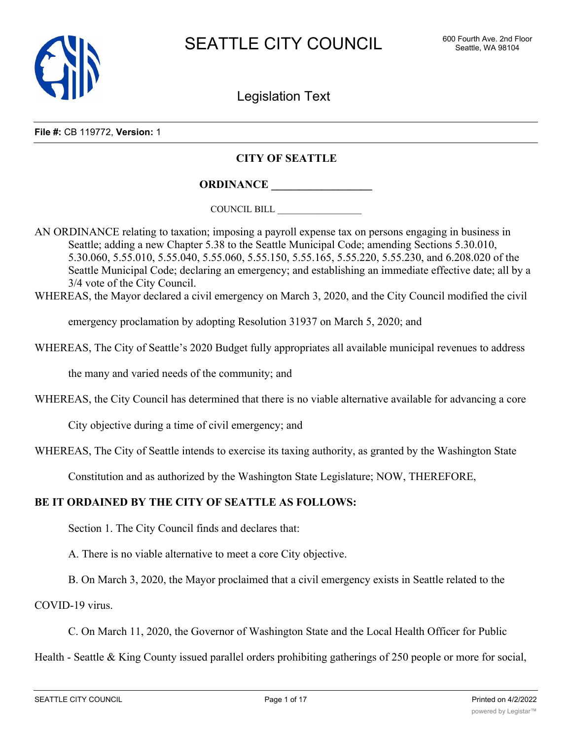SEATTLE CITY COUNCIL

600 Fourth Ave. 2nd Floor
Seattle, WA 98104

Legislation Text

**File #:** CB 119772, **Version:** 1

**CITY OF SEATTLE**

**ORDINANCE \_\_\_\_\_\_\_\_\_\_\_\_\_\_\_\_\_\_**

COUNCIL BILL \_\_\_\_\_\_\_\_\_\_\_\_\_\_\_\_\_\_

AN ORDINANCE relating to taxation; imposing a payroll expense tax on persons engaging in business in Seattle; adding a new Chapter 5.38 to the Seattle Municipal Code; amending Sections 5.30.010, 5.30.060, 5.55.010, 5.55.040, 5.55.060, 5.55.150, 5.55.165, 5.55.220, 5.55.230, and 6.208.020 of the Seattle Municipal Code; declaring an emergency; and establishing an immediate effective date; all by a 3/4 vote of the City Council.

WHEREAS, the Mayor declared a civil emergency on March 3, 2020, and the City Council modified the civil emergency proclamation by adopting Resolution 31937 on March 5, 2020; and

WHEREAS, The City of Seattle's 2020 Budget fully appropriates all available municipal revenues to address the many and varied needs of the community; and

WHEREAS, the City Council has determined that there is no viable alternative available for advancing a core City objective during a time of civil emergency; and

WHEREAS, The City of Seattle intends to exercise its taxing authority, as granted by the Washington State Constitution and as authorized by the Washington State Legislature; NOW, THEREFORE,

**BE IT ORDAINED BY THE CITY OF SEATTLE AS FOLLOWS:**

Section 1. The City Council finds and declares that:

A. There is no viable alternative to meet a core City objective.

B. On March 3, 2020, the Mayor proclaimed that a civil emergency exists in Seattle related to the COVID-19 virus.

C. On March 11, 2020, the Governor of Washington State and the Local Health Officer for Public Health - Seattle & King County issued parallel orders prohibiting gatherings of 250 people or more for social,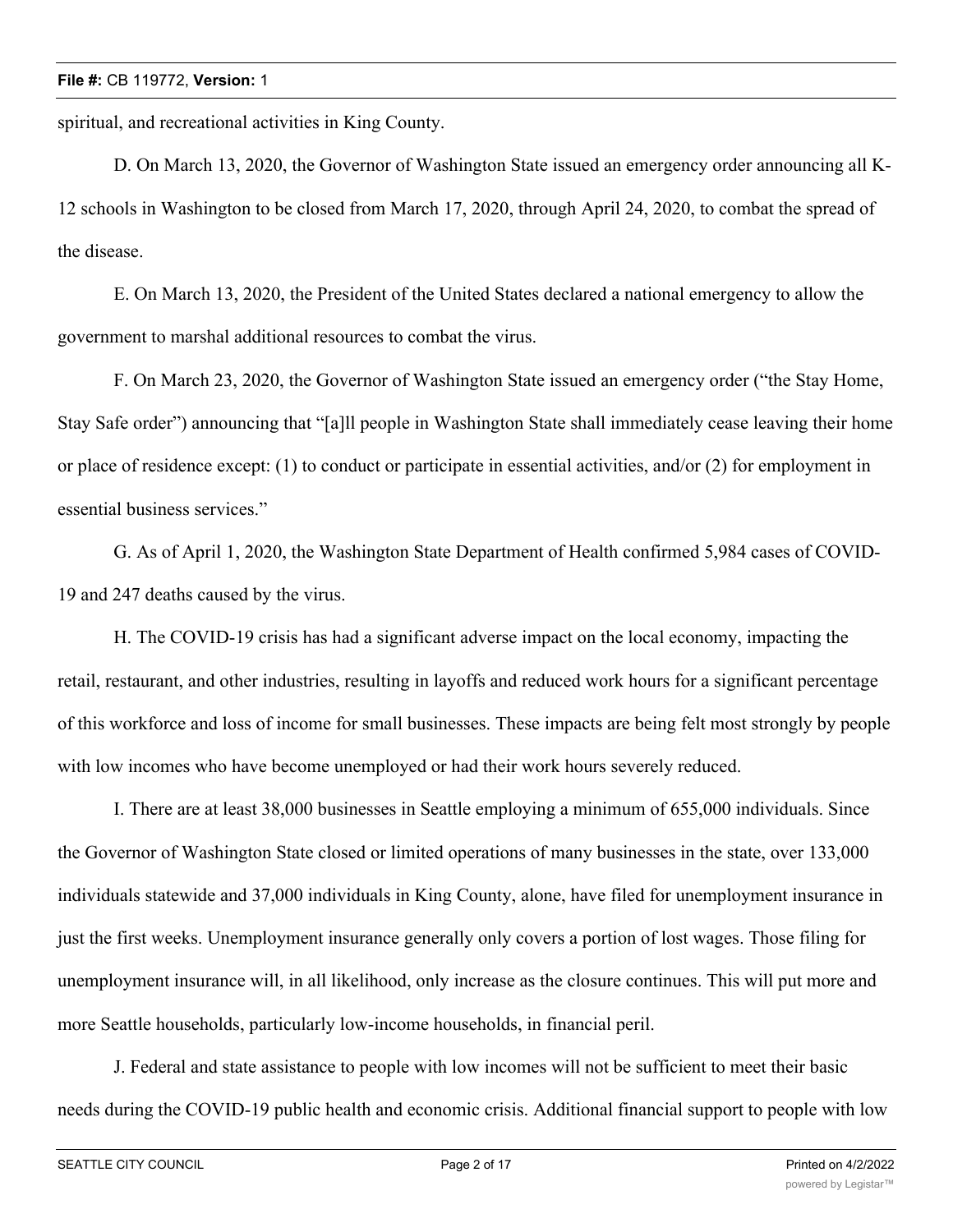spiritual, and recreational activities in King County.

D. On March 13, 2020, the Governor of Washington State issued an emergency order announcing all K-12 schools in Washington to be closed from March 17, 2020, through April 24, 2020, to combat the spread of the disease.

E. On March 13, 2020, the President of the United States declared a national emergency to allow the government to marshal additional resources to combat the virus.

F. On March 23, 2020, the Governor of Washington State issued an emergency order ("the Stay Home, Stay Safe order") announcing that "[a]ll people in Washington State shall immediately cease leaving their home or place of residence except: (1) to conduct or participate in essential activities, and/or (2) for employment in essential business services."

G. As of April 1, 2020, the Washington State Department of Health confirmed 5,984 cases of COVID-19 and 247 deaths caused by the virus.

H. The COVID-19 crisis has had a significant adverse impact on the local economy, impacting the retail, restaurant, and other industries, resulting in layoffs and reduced work hours for a significant percentage of this workforce and loss of income for small businesses. These impacts are being felt most strongly by people with low incomes who have become unemployed or had their work hours severely reduced.

I. There are at least 38,000 businesses in Seattle employing a minimum of 655,000 individuals. Since the Governor of Washington State closed or limited operations of many businesses in the state, over 133,000 individuals statewide and 37,000 individuals in King County, alone, have filed for unemployment insurance in just the first weeks. Unemployment insurance generally only covers a portion of lost wages. Those filing for unemployment insurance will, in all likelihood, only increase as the closure continues. This will put more and more Seattle households, particularly low-income households, in financial peril.

J. Federal and state assistance to people with low incomes will not be sufficient to meet their basic needs during the COVID-19 public health and economic crisis. Additional financial support to people with low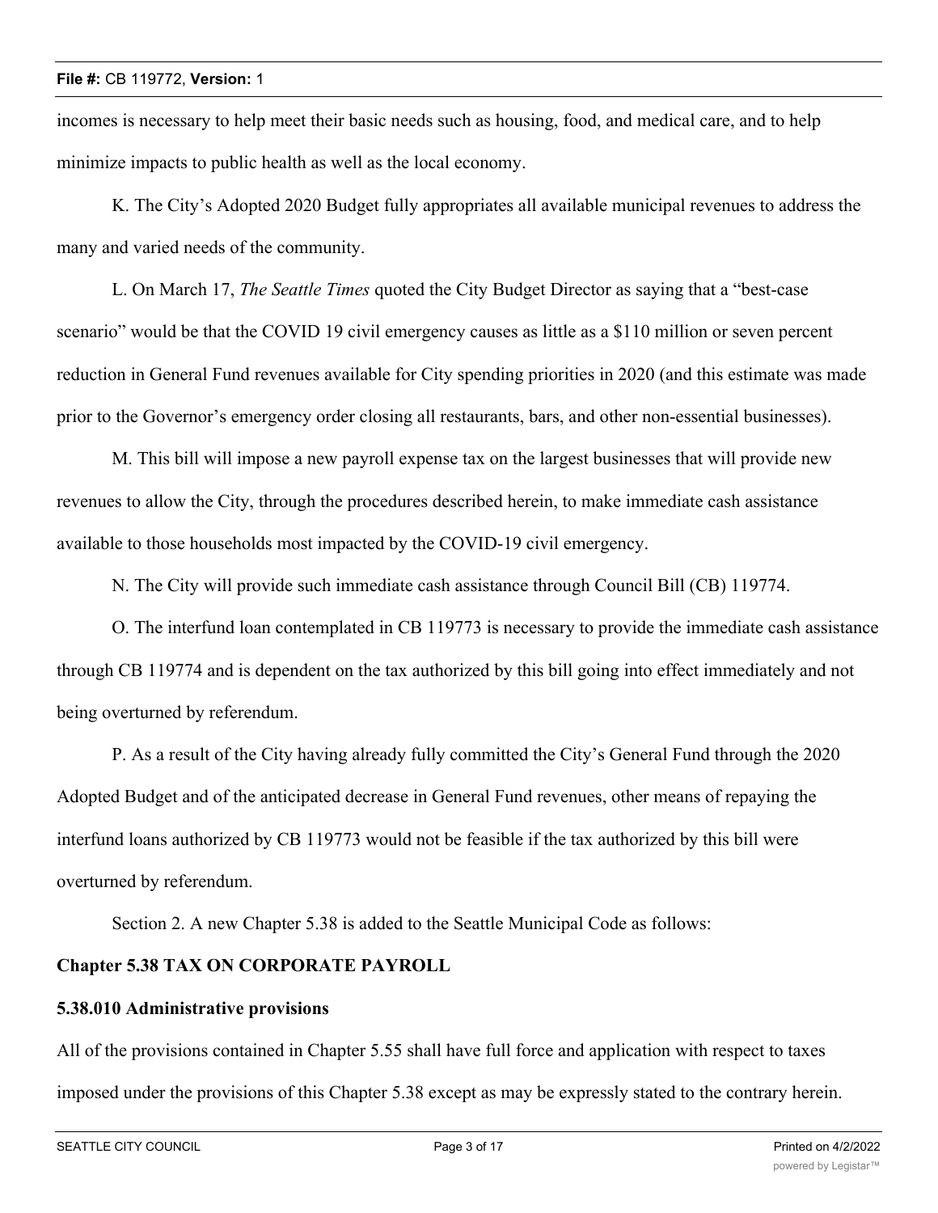incomes is necessary to help meet their basic needs such as housing, food, and medical care, and to help minimize impacts to public health as well as the local economy.

K. The City's Adopted 2020 Budget fully appropriates all available municipal revenues to address the many and varied needs of the community.

L. On March 17, *The Seattle Times* quoted the City Budget Director as saying that a "best-case scenario" would be that the COVID 19 civil emergency causes as little as a $110 million or seven percent reduction in General Fund revenues available for City spending priorities in 2020 (and this estimate was made prior to the Governor's emergency order closing all restaurants, bars, and other non-essential businesses).

M. This bill will impose a new payroll expense tax on the largest businesses that will provide new revenues to allow the City, through the procedures described herein, to make immediate cash assistance available to those households most impacted by the COVID-19 civil emergency.

N. The City will provide such immediate cash assistance through Council Bill (CB) 119774.

O. The interfund loan contemplated in CB 119773 is necessary to provide the immediate cash assistance through CB 119774 and is dependent on the tax authorized by this bill going into effect immediately and not being overturned by referendum.

P. As a result of the City having already fully committed the City's General Fund through the 2020 Adopted Budget and of the anticipated decrease in General Fund revenues, other means of repaying the interfund loans authorized by CB 119773 would not be feasible if the tax authorized by this bill were overturned by referendum.

Section 2. A new Chapter 5.38 is added to the Seattle Municipal Code as follows:

**Chapter 5.38 TAX ON CORPORATE PAYROLL**

**5.38.010 Administrative provisions**

All of the provisions contained in Chapter 5.55 shall have full force and application with respect to taxes imposed under the provisions of this Chapter 5.38 except as may be expressly stated to the contrary herein.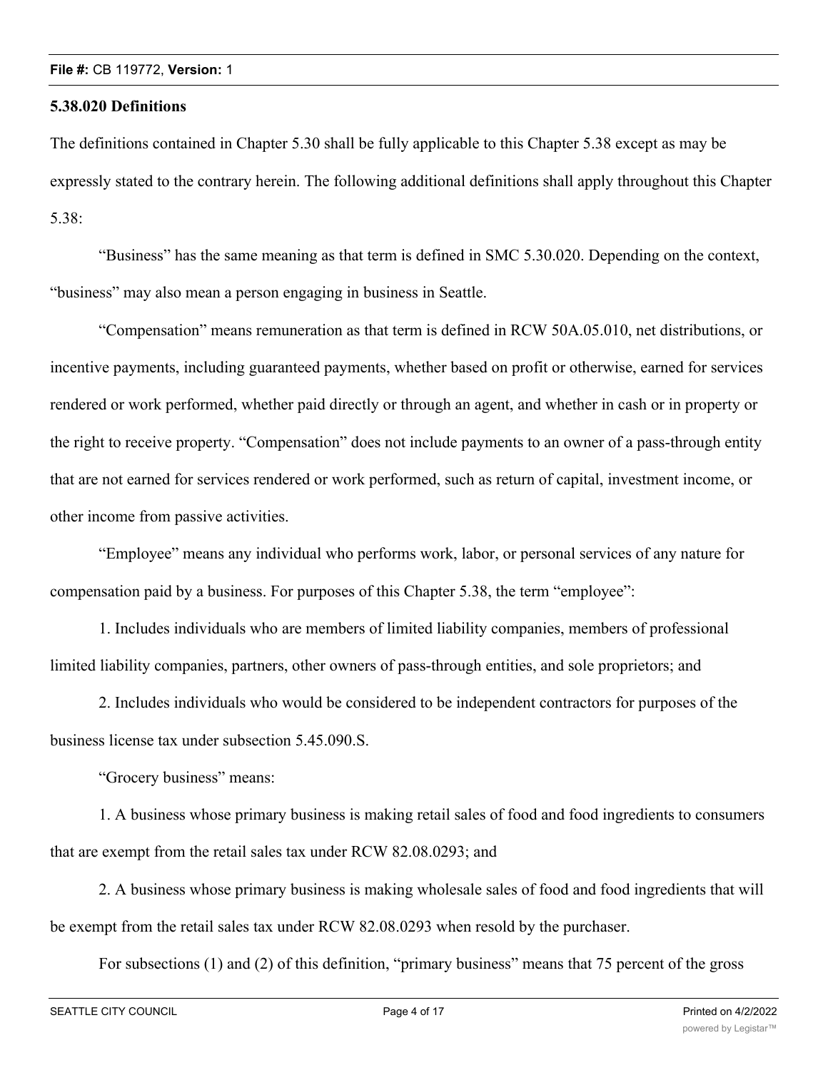**5.38.020 Definitions**

The definitions contained in Chapter 5.30 shall be fully applicable to this Chapter 5.38 except as may be expressly stated to the contrary herein. The following additional definitions shall apply throughout this Chapter 5.38:

"Business" has the same meaning as that term is defined in SMC 5.30.020. Depending on the context, "business" may also mean a person engaging in business in Seattle.

"Compensation" means remuneration as that term is defined in RCW 50A.05.010, net distributions, or incentive payments, including guaranteed payments, whether based on profit or otherwise, earned for services rendered or work performed, whether paid directly or through an agent, and whether in cash or in property or the right to receive property. "Compensation" does not include payments to an owner of a pass-through entity that are not earned for services rendered or work performed, such as return of capital, investment income, or other income from passive activities.

"Employee" means any individual who performs work, labor, or personal services of any nature for compensation paid by a business. For purposes of this Chapter 5.38, the term "employee":

1. Includes individuals who are members of limited liability companies, members of professional limited liability companies, partners, other owners of pass-through entities, and sole proprietors; and

2. Includes individuals who would be considered to be independent contractors for purposes of the business license tax under subsection 5.45.090.S.

"Grocery business" means:

1. A business whose primary business is making retail sales of food and food ingredients to consumers that are exempt from the retail sales tax under RCW 82.08.0293; and

2. A business whose primary business is making wholesale sales of food and food ingredients that will be exempt from the retail sales tax under RCW 82.08.0293 when resold by the purchaser.

For subsections (1) and (2) of this definition, "primary business" means that 75 percent of the gross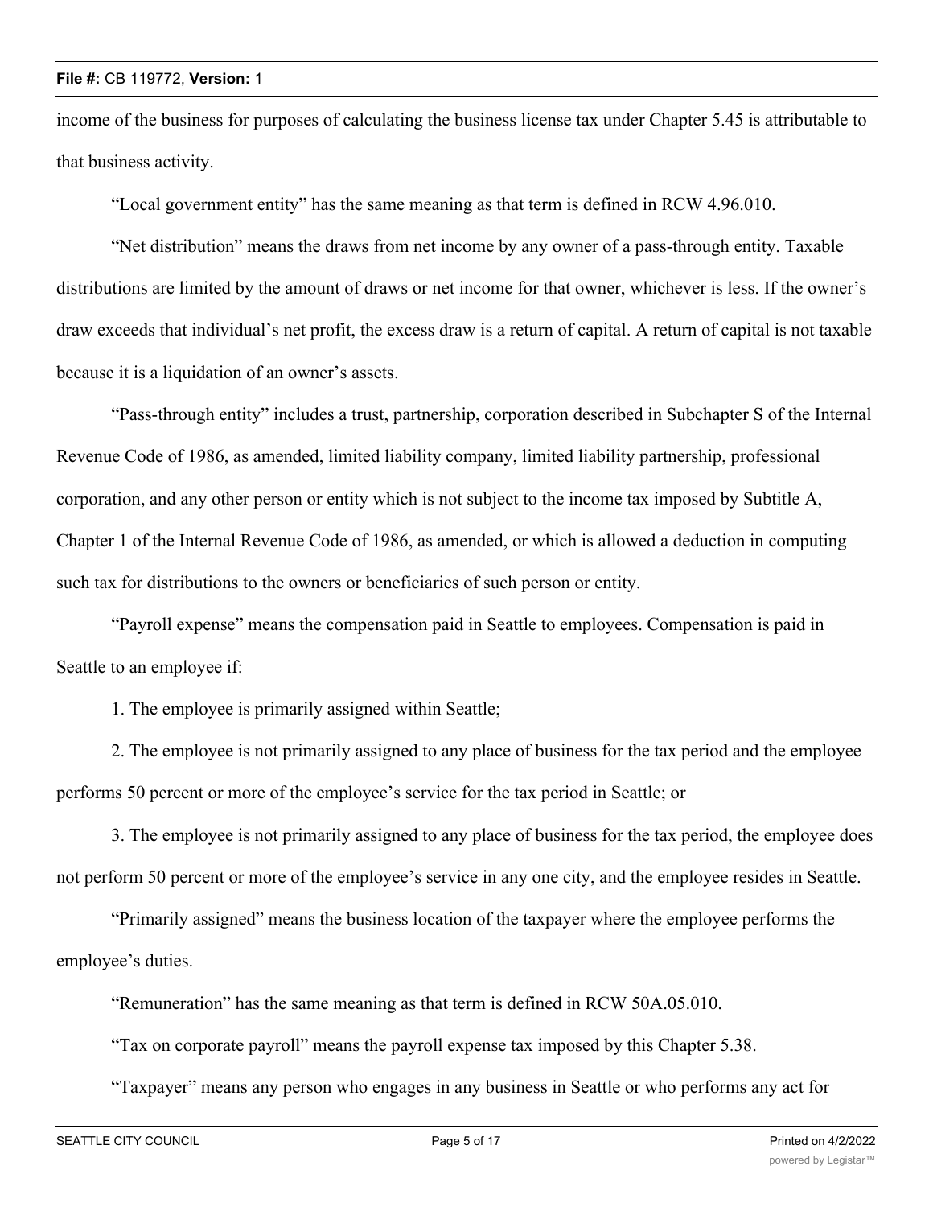income of the business for purposes of calculating the business license tax under Chapter 5.45 is attributable to that business activity.

"Local government entity" has the same meaning as that term is defined in RCW 4.96.010.

"Net distribution" means the draws from net income by any owner of a pass-through entity. Taxable distributions are limited by the amount of draws or net income for that owner, whichever is less. If the owner's draw exceeds that individual's net profit, the excess draw is a return of capital. A return of capital is not taxable because it is a liquidation of an owner's assets.

"Pass-through entity" includes a trust, partnership, corporation described in Subchapter S of the Internal Revenue Code of 1986, as amended, limited liability company, limited liability partnership, professional corporation, and any other person or entity which is not subject to the income tax imposed by Subtitle A, Chapter 1 of the Internal Revenue Code of 1986, as amended, or which is allowed a deduction in computing such tax for distributions to the owners or beneficiaries of such person or entity.

"Payroll expense" means the compensation paid in Seattle to employees. Compensation is paid in Seattle to an employee if:

1. The employee is primarily assigned within Seattle;

2. The employee is not primarily assigned to any place of business for the tax period and the employee performs 50 percent or more of the employee's service for the tax period in Seattle; or

3. The employee is not primarily assigned to any place of business for the tax period, the employee does not perform 50 percent or more of the employee's service in any one city, and the employee resides in Seattle.

"Primarily assigned" means the business location of the taxpayer where the employee performs the employee's duties.

"Remuneration" has the same meaning as that term is defined in RCW 50A.05.010.

"Tax on corporate payroll" means the payroll expense tax imposed by this Chapter 5.38.

"Taxpayer" means any person who engages in any business in Seattle or who performs any act for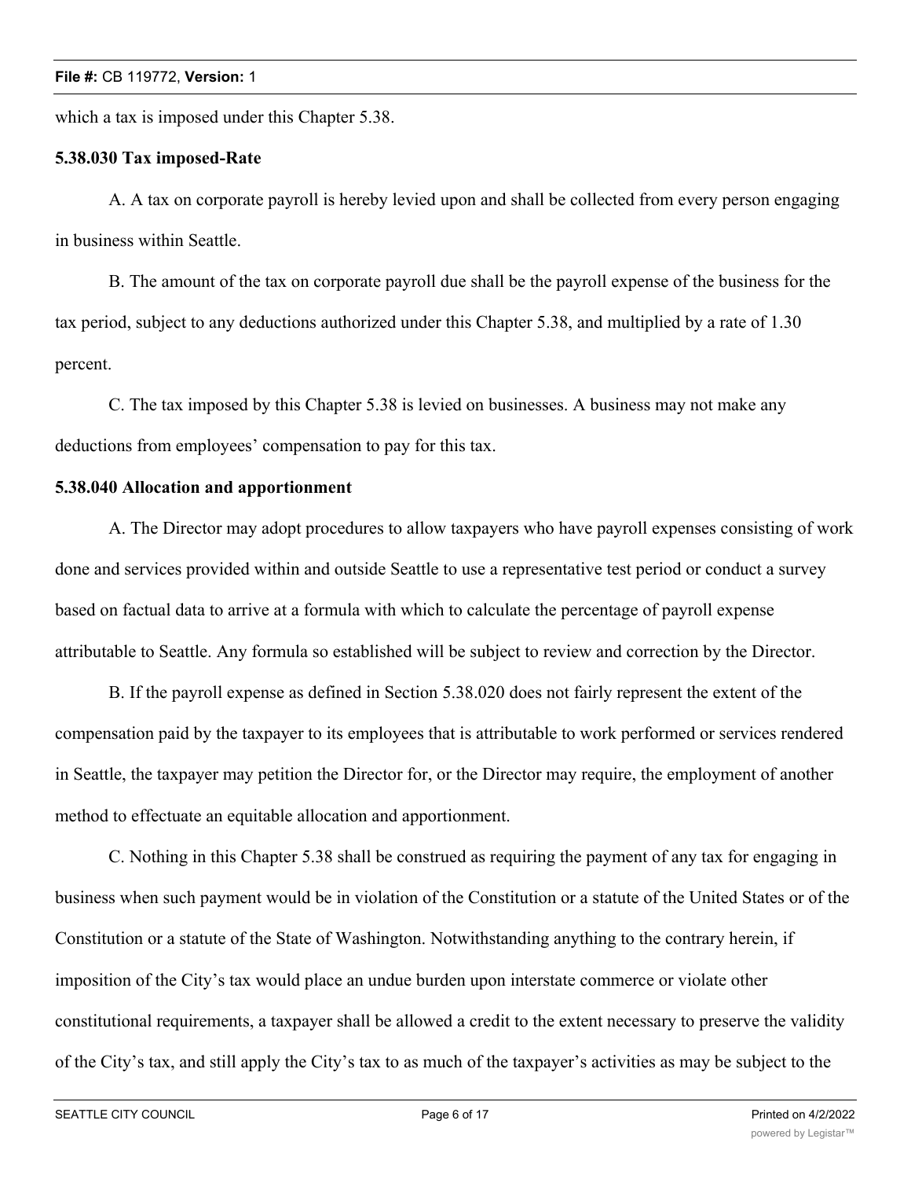which a tax is imposed under this Chapter 5.38.

**5.38.030 Tax imposed-Rate**

A. A tax on corporate payroll is hereby levied upon and shall be collected from every person engaging in business within Seattle.

B. The amount of the tax on corporate payroll due shall be the payroll expense of the business for the tax period, subject to any deductions authorized under this Chapter 5.38, and multiplied by a rate of 1.30 percent.

C. The tax imposed by this Chapter 5.38 is levied on businesses. A business may not make any deductions from employees' compensation to pay for this tax.

**5.38.040 Allocation and apportionment**

A. The Director may adopt procedures to allow taxpayers who have payroll expenses consisting of work done and services provided within and outside Seattle to use a representative test period or conduct a survey based on factual data to arrive at a formula with which to calculate the percentage of payroll expense attributable to Seattle. Any formula so established will be subject to review and correction by the Director.

B. If the payroll expense as defined in Section 5.38.020 does not fairly represent the extent of the compensation paid by the taxpayer to its employees that is attributable to work performed or services rendered in Seattle, the taxpayer may petition the Director for, or the Director may require, the employment of another method to effectuate an equitable allocation and apportionment.

C. Nothing in this Chapter 5.38 shall be construed as requiring the payment of any tax for engaging in business when such payment would be in violation of the Constitution or a statute of the United States or of the Constitution or a statute of the State of Washington. Notwithstanding anything to the contrary herein, if imposition of the City's tax would place an undue burden upon interstate commerce or violate other constitutional requirements, a taxpayer shall be allowed a credit to the extent necessary to preserve the validity of the City's tax, and still apply the City's tax to as much of the taxpayer's activities as may be subject to the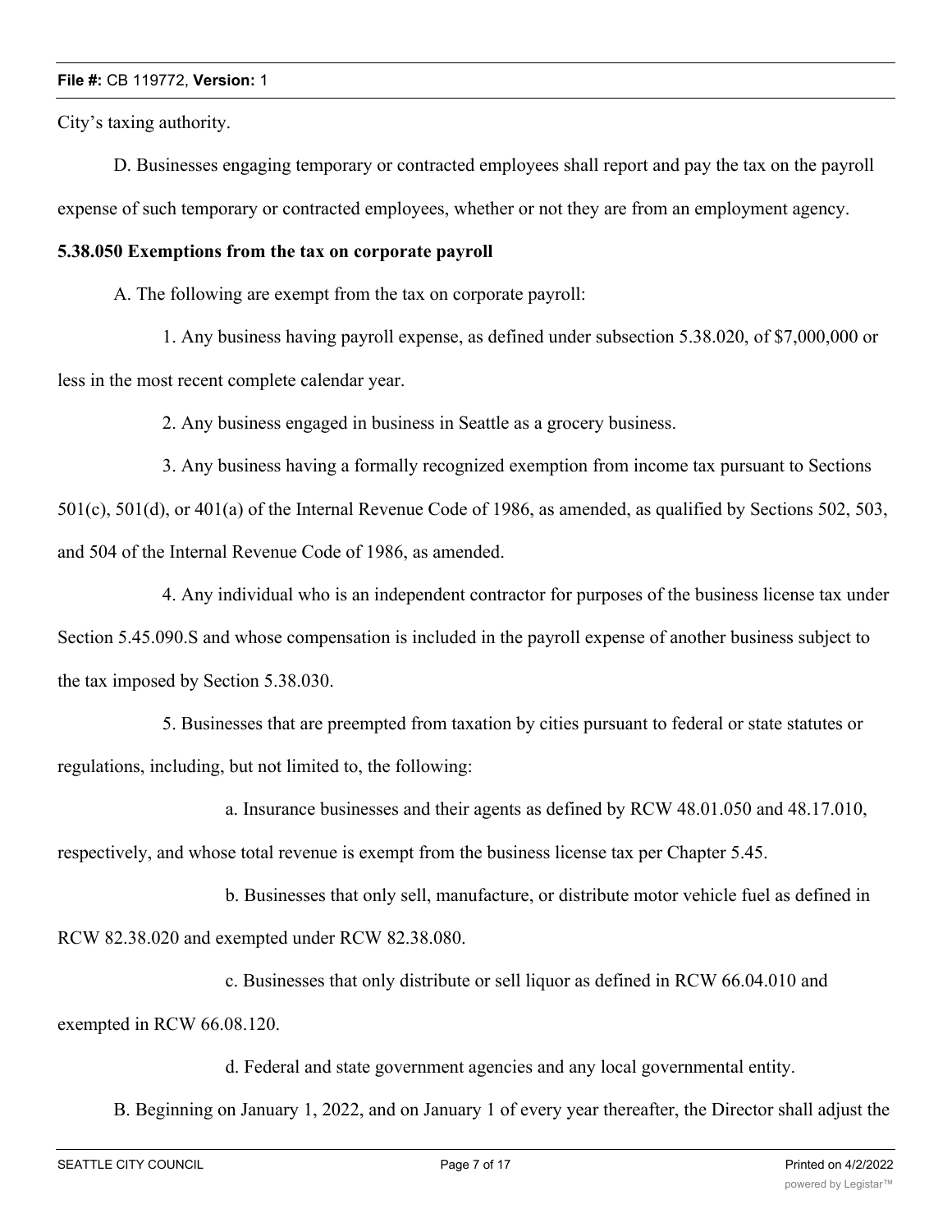City's taxing authority.

D. Businesses engaging temporary or contracted employees shall report and pay the tax on the payroll expense of such temporary or contracted employees, whether or not they are from an employment agency.

**5.38.050 Exemptions from the tax on corporate payroll**

A. The following are exempt from the tax on corporate payroll:

1. Any business having payroll expense, as defined under subsection 5.38.020, of $7,000,000 or less in the most recent complete calendar year.

2. Any business engaged in business in Seattle as a grocery business.

3. Any business having a formally recognized exemption from income tax pursuant to Sections 501(c), 501(d), or 401(a) of the Internal Revenue Code of 1986, as amended, as qualified by Sections 502, 503, and 504 of the Internal Revenue Code of 1986, as amended.

4. Any individual who is an independent contractor for purposes of the business license tax under Section 5.45.090.S and whose compensation is included in the payroll expense of another business subject to the tax imposed by Section 5.38.030.

5. Businesses that are preempted from taxation by cities pursuant to federal or state statutes or regulations, including, but not limited to, the following:

a. Insurance businesses and their agents as defined by RCW 48.01.050 and 48.17.010, respectively, and whose total revenue is exempt from the business license tax per Chapter 5.45.

b. Businesses that only sell, manufacture, or distribute motor vehicle fuel as defined in RCW 82.38.020 and exempted under RCW 82.38.080.

c. Businesses that only distribute or sell liquor as defined in RCW 66.04.010 and exempted in RCW 66.08.120.

d. Federal and state government agencies and any local governmental entity.

B. Beginning on January 1, 2022, and on January 1 of every year thereafter, the Director shall adjust the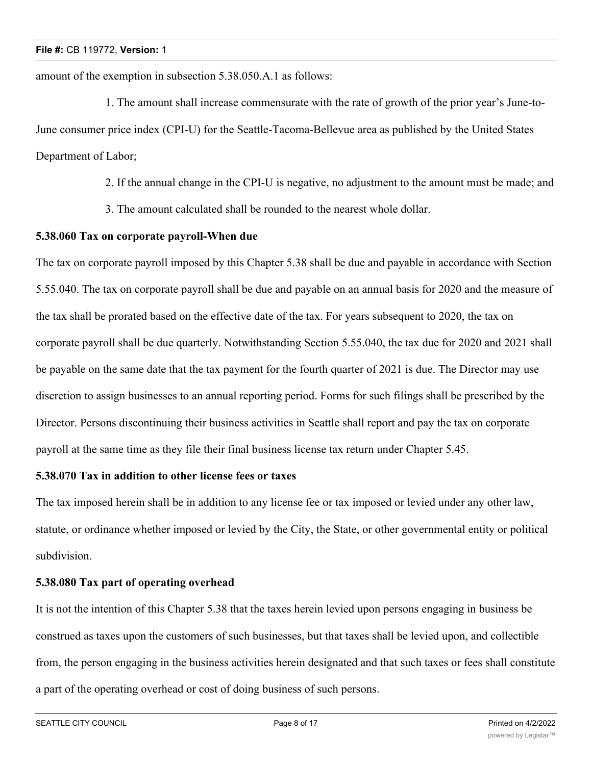amount of the exemption in subsection 5.38.050.A.1 as follows:

1. The amount shall increase commensurate with the rate of growth of the prior year's June-to-June consumer price index (CPI-U) for the Seattle-Tacoma-Bellevue area as published by the United States Department of Labor;

2. If the annual change in the CPI-U is negative, no adjustment to the amount must be made; and

3. The amount calculated shall be rounded to the nearest whole dollar.

**5.38.060 Tax on corporate payroll-When due**

The tax on corporate payroll imposed by this Chapter 5.38 shall be due and payable in accordance with Section 5.55.040. The tax on corporate payroll shall be due and payable on an annual basis for 2020 and the measure of the tax shall be prorated based on the effective date of the tax. For years subsequent to 2020, the tax on corporate payroll shall be due quarterly. Notwithstanding Section 5.55.040, the tax due for 2020 and 2021 shall be payable on the same date that the tax payment for the fourth quarter of 2021 is due. The Director may use discretion to assign businesses to an annual reporting period. Forms for such filings shall be prescribed by the Director. Persons discontinuing their business activities in Seattle shall report and pay the tax on corporate payroll at the same time as they file their final business license tax return under Chapter 5.45.

**5.38.070 Tax in addition to other license fees or taxes**

The tax imposed herein shall be in addition to any license fee or tax imposed or levied under any other law, statute, or ordinance whether imposed or levied by the City, the State, or other governmental entity or political subdivision.

**5.38.080 Tax part of operating overhead**

It is not the intention of this Chapter 5.38 that the taxes herein levied upon persons engaging in business be construed as taxes upon the customers of such businesses, but that taxes shall be levied upon, and collectible from, the person engaging in the business activities herein designated and that such taxes or fees shall constitute a part of the operating overhead or cost of doing business of such persons.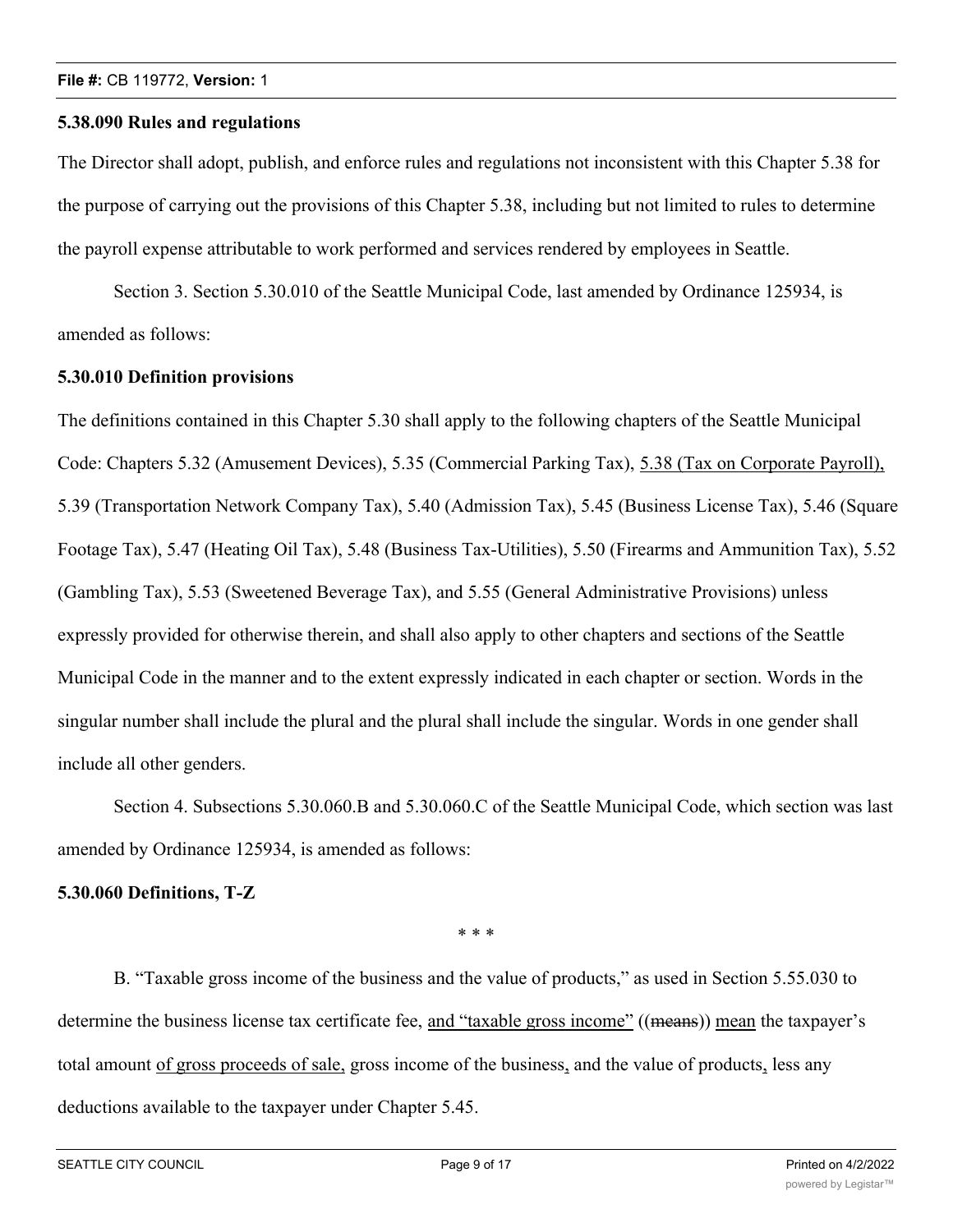**5.38.090 Rules and regulations**

The Director shall adopt, publish, and enforce rules and regulations not inconsistent with this Chapter 5.38 for the purpose of carrying out the provisions of this Chapter 5.38, including but not limited to rules to determine the payroll expense attributable to work performed and services rendered by employees in Seattle.

Section 3. Section 5.30.010 of the Seattle Municipal Code, last amended by Ordinance 125934, is amended as follows:

**5.30.010 Definition provisions**

The definitions contained in this Chapter 5.30 shall apply to the following chapters of the Seattle Municipal Code: Chapters 5.32 (Amusement Devices), 5.35 (Commercial Parking Tax), <u>5.38 (Tax on Corporate Payroll),</u> 5.39 (Transportation Network Company Tax), 5.40 (Admission Tax), 5.45 (Business License Tax), 5.46 (Square Footage Tax), 5.47 (Heating Oil Tax), 5.48 (Business Tax-Utilities), 5.50 (Firearms and Ammunition Tax), 5.52 (Gambling Tax), 5.53 (Sweetened Beverage Tax), and 5.55 (General Administrative Provisions) unless expressly provided for otherwise therein, and shall also apply to other chapters and sections of the Seattle Municipal Code in the manner and to the extent expressly indicated in each chapter or section. Words in the singular number shall include the plural and the plural shall include the singular. Words in one gender shall include all other genders.

Section 4. Subsections 5.30.060.B and 5.30.060.C of the Seattle Municipal Code, which section was last amended by Ordinance 125934, is amended as follows:

**5.30.060 Definitions, T-Z**

\* \* \*

B. "Taxable gross income of the business and the value of products," as used in Section 5.55.030 to determine the business license tax certificate fee, <u>and "taxable gross income"</u> ((~~means~~)) <u>mean</u> the taxpayer's total amount <u>of gross proceeds of sale,</u> gross income of the business<u>,</u> and the value of products<u>,</u> less any deductions available to the taxpayer under Chapter 5.45.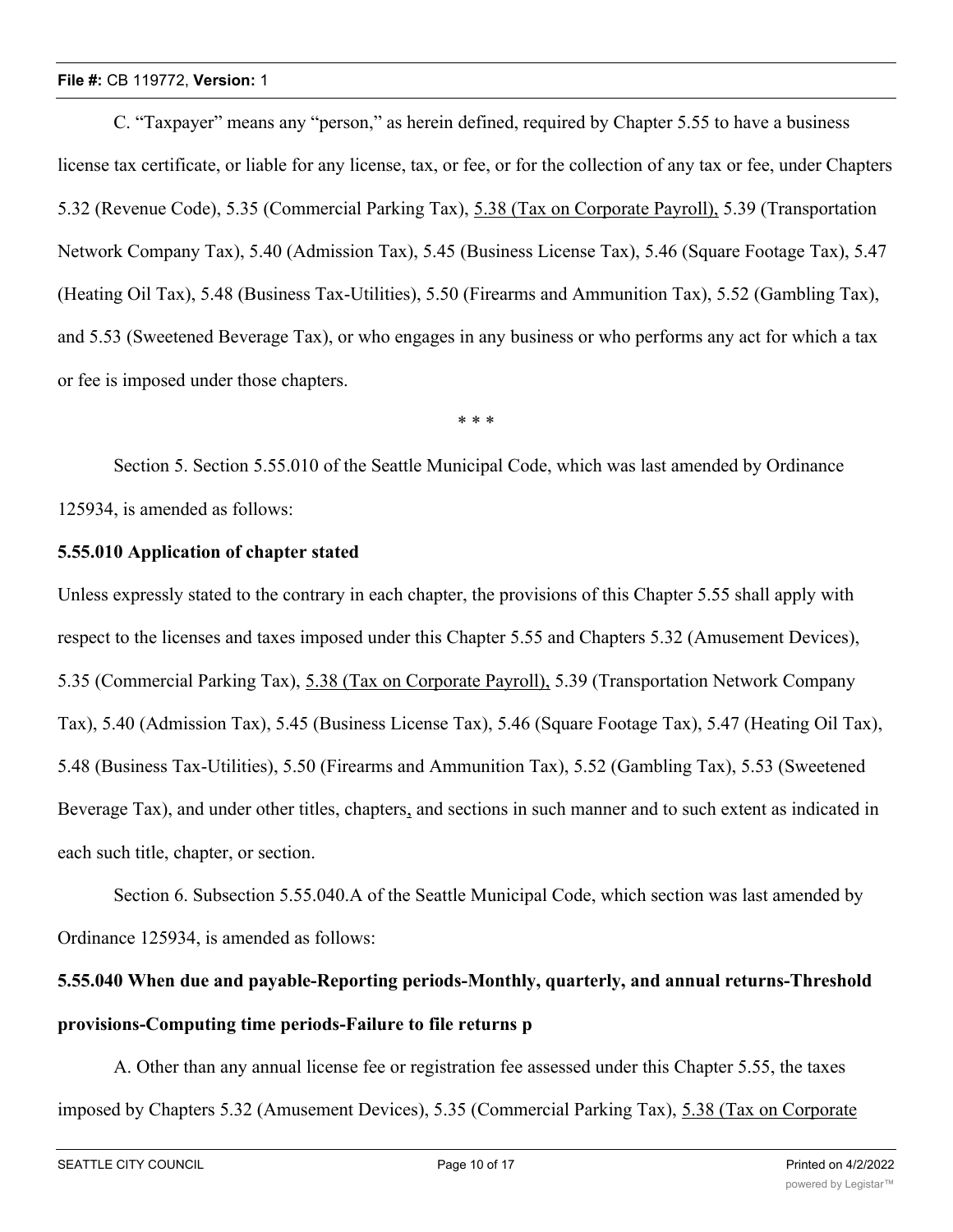C. "Taxpayer" means any "person," as herein defined, required by Chapter 5.55 to have a business license tax certificate, or liable for any license, tax, or fee, or for the collection of any tax or fee, under Chapters 5.32 (Revenue Code), 5.35 (Commercial Parking Tax), 5.38 (Tax on Corporate Payroll), 5.39 (Transportation Network Company Tax), 5.40 (Admission Tax), 5.45 (Business License Tax), 5.46 (Square Footage Tax), 5.47 (Heating Oil Tax), 5.48 (Business Tax-Utilities), 5.50 (Firearms and Ammunition Tax), 5.52 (Gambling Tax), and 5.53 (Sweetened Beverage Tax), or who engages in any business or who performs any act for which a tax or fee is imposed under those chapters.

\* \* \*

Section 5. Section 5.55.010 of the Seattle Municipal Code, which was last amended by Ordinance 125934, is amended as follows:

**5.55.010 Application of chapter stated**

Unless expressly stated to the contrary in each chapter, the provisions of this Chapter 5.55 shall apply with respect to the licenses and taxes imposed under this Chapter 5.55 and Chapters 5.32 (Amusement Devices), 5.35 (Commercial Parking Tax), 5.38 (Tax on Corporate Payroll), 5.39 (Transportation Network Company Tax), 5.40 (Admission Tax), 5.45 (Business License Tax), 5.46 (Square Footage Tax), 5.47 (Heating Oil Tax), 5.48 (Business Tax-Utilities), 5.50 (Firearms and Ammunition Tax), 5.52 (Gambling Tax), 5.53 (Sweetened Beverage Tax), and under other titles, chapters, and sections in such manner and to such extent as indicated in each such title, chapter, or section.

Section 6. Subsection 5.55.040.A of the Seattle Municipal Code, which section was last amended by Ordinance 125934, is amended as follows:

**5.55.040 When due and payable-Reporting periods-Monthly, quarterly, and annual returns-Threshold provisions-Computing time periods-Failure to file returns p**

A. Other than any annual license fee or registration fee assessed under this Chapter 5.55, the taxes imposed by Chapters 5.32 (Amusement Devices), 5.35 (Commercial Parking Tax), 5.38 (Tax on Corporate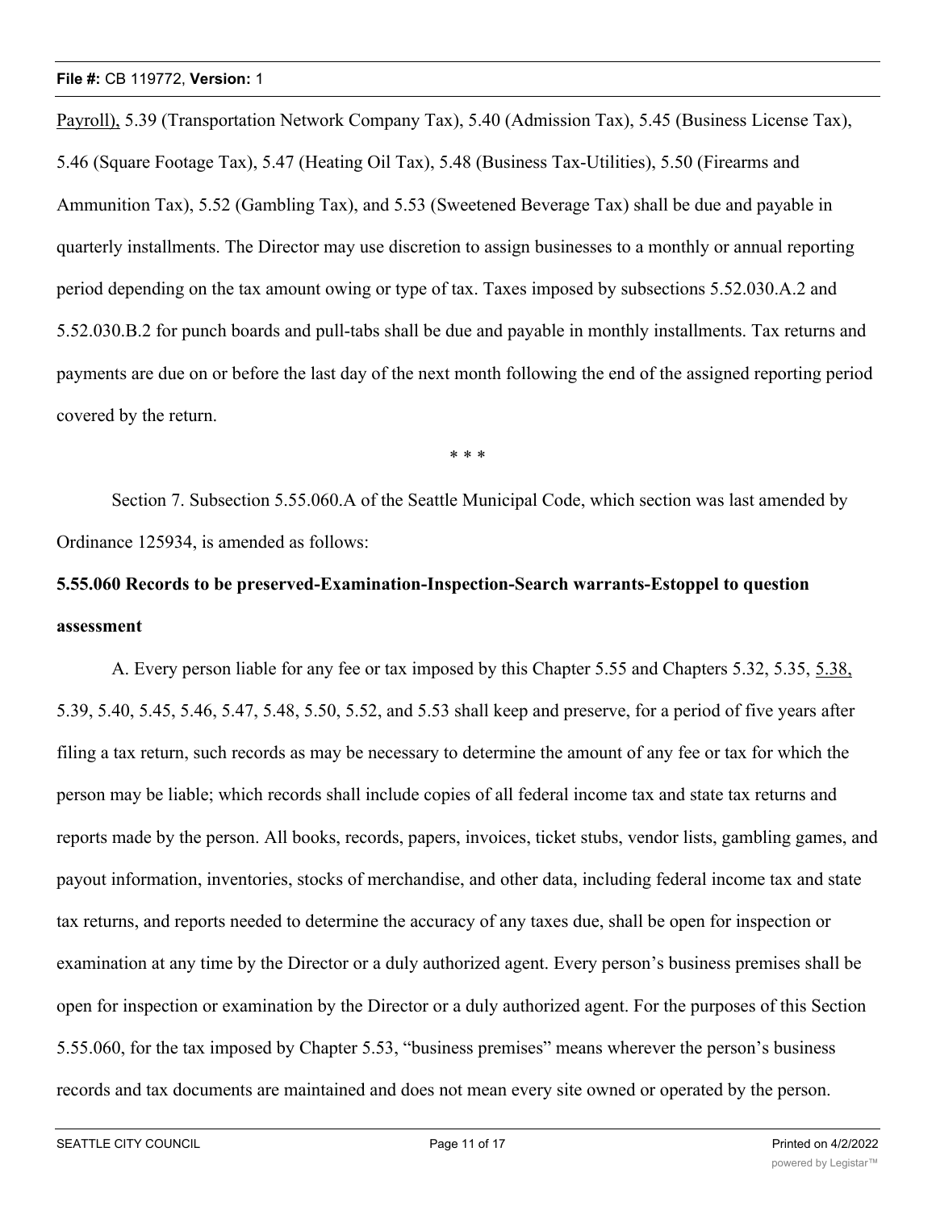Payroll), 5.39 (Transportation Network Company Tax), 5.40 (Admission Tax), 5.45 (Business License Tax), 5.46 (Square Footage Tax), 5.47 (Heating Oil Tax), 5.48 (Business Tax-Utilities), 5.50 (Firearms and Ammunition Tax), 5.52 (Gambling Tax), and 5.53 (Sweetened Beverage Tax) shall be due and payable in quarterly installments. The Director may use discretion to assign businesses to a monthly or annual reporting period depending on the tax amount owing or type of tax. Taxes imposed by subsections 5.52.030.A.2 and 5.52.030.B.2 for punch boards and pull-tabs shall be due and payable in monthly installments. Tax returns and payments are due on or before the last day of the next month following the end of the assigned reporting period covered by the return.

\* \* \*

Section 7. Subsection 5.55.060.A of the Seattle Municipal Code, which section was last amended by Ordinance 125934, is amended as follows:

**5.55.060 Records to be preserved-Examination-Inspection-Search warrants-Estoppel to question assessment**

A. Every person liable for any fee or tax imposed by this Chapter 5.55 and Chapters 5.32, 5.35, 5.38, 5.39, 5.40, 5.45, 5.46, 5.47, 5.48, 5.50, 5.52, and 5.53 shall keep and preserve, for a period of five years after filing a tax return, such records as may be necessary to determine the amount of any fee or tax for which the person may be liable; which records shall include copies of all federal income tax and state tax returns and reports made by the person. All books, records, papers, invoices, ticket stubs, vendor lists, gambling games, and payout information, inventories, stocks of merchandise, and other data, including federal income tax and state tax returns, and reports needed to determine the accuracy of any taxes due, shall be open for inspection or examination at any time by the Director or a duly authorized agent. Every person's business premises shall be open for inspection or examination by the Director or a duly authorized agent. For the purposes of this Section 5.55.060, for the tax imposed by Chapter 5.53, "business premises" means wherever the person's business records and tax documents are maintained and does not mean every site owned or operated by the person.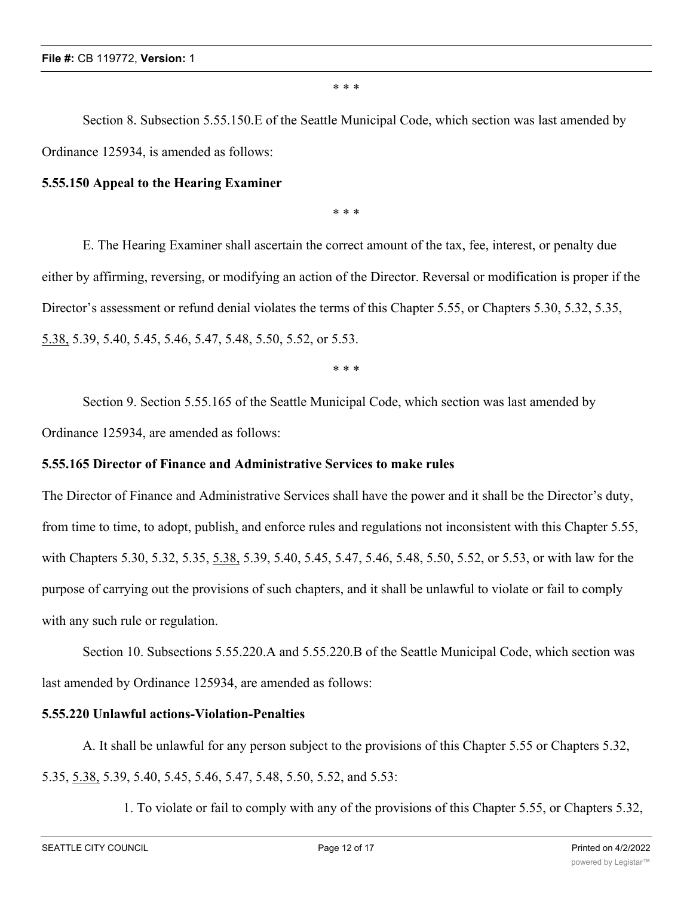\* \* \*

Section 8. Subsection 5.55.150.E of the Seattle Municipal Code, which section was last amended by Ordinance 125934, is amended as follows:

**5.55.150 Appeal to the Hearing Examiner**

\* \* \*

E. The Hearing Examiner shall ascertain the correct amount of the tax, fee, interest, or penalty due either by affirming, reversing, or modifying an action of the Director. Reversal or modification is proper if the Director's assessment or refund denial violates the terms of this Chapter 5.55, or Chapters 5.30, 5.32, 5.35, <u>5.38,</u> 5.39, 5.40, 5.45, 5.46, 5.47, 5.48, 5.50, 5.52, or 5.53.

\* \* \*

Section 9. Section 5.55.165 of the Seattle Municipal Code, which section was last amended by Ordinance 125934, are amended as follows:

**5.55.165 Director of Finance and Administrative Services to make rules**

The Director of Finance and Administrative Services shall have the power and it shall be the Director's duty, from time to time, to adopt, publish<u>,</u> and enforce rules and regulations not inconsistent with this Chapter 5.55, with Chapters 5.30, 5.32, 5.35, <u>5.38,</u> 5.39, 5.40, 5.45, 5.47, 5.46, 5.48, 5.50, 5.52, or 5.53, or with law for the purpose of carrying out the provisions of such chapters, and it shall be unlawful to violate or fail to comply with any such rule or regulation.

Section 10. Subsections 5.55.220.A and 5.55.220.B of the Seattle Municipal Code, which section was last amended by Ordinance 125934, are amended as follows:

**5.55.220 Unlawful actions-Violation-Penalties**

A. It shall be unlawful for any person subject to the provisions of this Chapter 5.55 or Chapters 5.32, 5.35, <u>5.38,</u> 5.39, 5.40, 5.45, 5.46, 5.47, 5.48, 5.50, 5.52, and 5.53:

1. To violate or fail to comply with any of the provisions of this Chapter 5.55, or Chapters 5.32,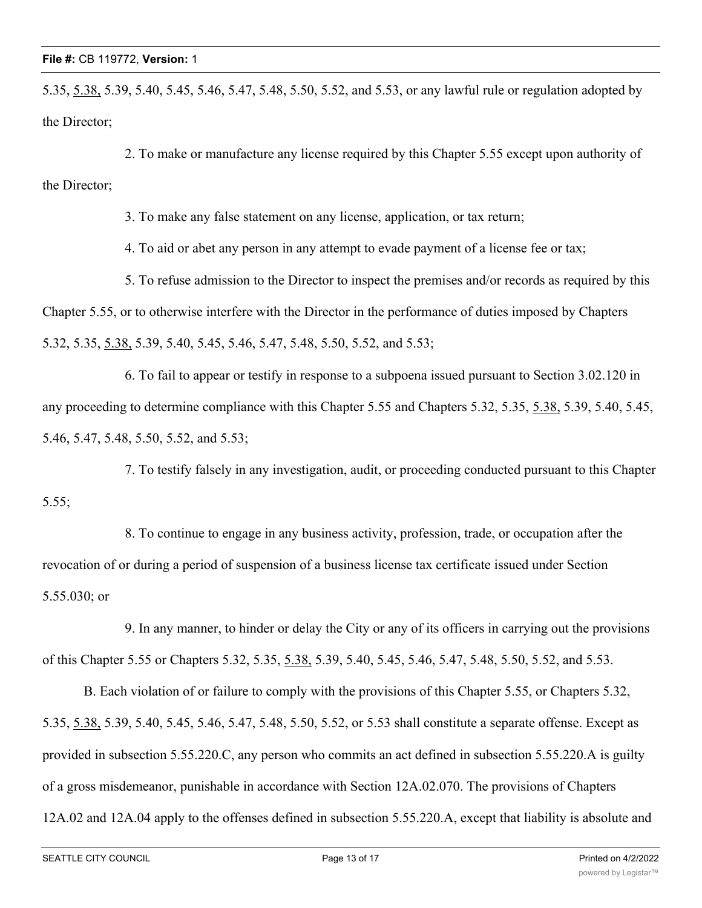5.35, 5.38, 5.39, 5.40, 5.45, 5.46, 5.47, 5.48, 5.50, 5.52, and 5.53, or any lawful rule or regulation adopted by the Director;

2. To make or manufacture any license required by this Chapter 5.55 except upon authority of the Director;

3. To make any false statement on any license, application, or tax return;

4. To aid or abet any person in any attempt to evade payment of a license fee or tax;

5. To refuse admission to the Director to inspect the premises and/or records as required by this Chapter 5.55, or to otherwise interfere with the Director in the performance of duties imposed by Chapters 5.32, 5.35, 5.38, 5.39, 5.40, 5.45, 5.46, 5.47, 5.48, 5.50, 5.52, and 5.53;

6. To fail to appear or testify in response to a subpoena issued pursuant to Section 3.02.120 in any proceeding to determine compliance with this Chapter 5.55 and Chapters 5.32, 5.35, 5.38, 5.39, 5.40, 5.45, 5.46, 5.47, 5.48, 5.50, 5.52, and 5.53;

7. To testify falsely in any investigation, audit, or proceeding conducted pursuant to this Chapter 5.55;

8. To continue to engage in any business activity, profession, trade, or occupation after the revocation of or during a period of suspension of a business license tax certificate issued under Section 5.55.030; or

9. In any manner, to hinder or delay the City or any of its officers in carrying out the provisions of this Chapter 5.55 or Chapters 5.32, 5.35, 5.38, 5.39, 5.40, 5.45, 5.46, 5.47, 5.48, 5.50, 5.52, and 5.53.

B. Each violation of or failure to comply with the provisions of this Chapter 5.55, or Chapters 5.32, 5.35, 5.38, 5.39, 5.40, 5.45, 5.46, 5.47, 5.48, 5.50, 5.52, or 5.53 shall constitute a separate offense. Except as provided in subsection 5.55.220.C, any person who commits an act defined in subsection 5.55.220.A is guilty of a gross misdemeanor, punishable in accordance with Section 12A.02.070. The provisions of Chapters 12A.02 and 12A.04 apply to the offenses defined in subsection 5.55.220.A, except that liability is absolute and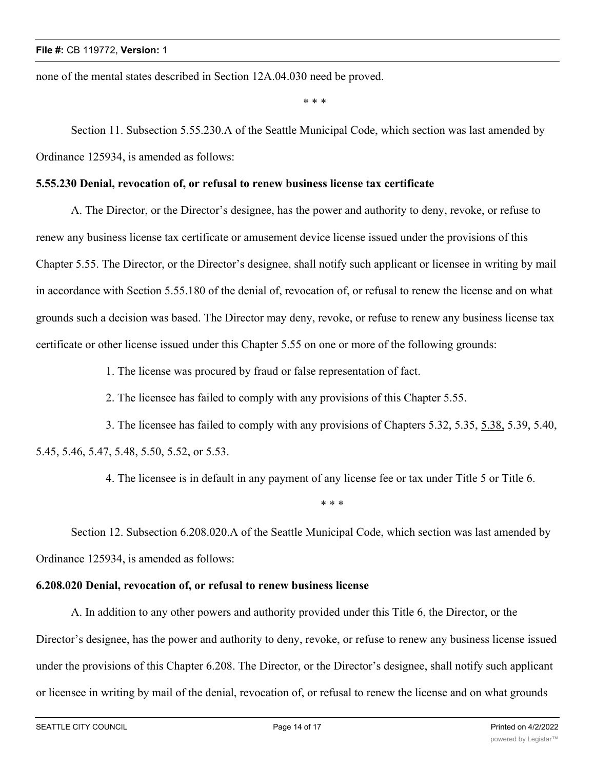none of the mental states described in Section 12A.04.030 need be proved.

\* \* \*

Section 11. Subsection 5.55.230.A of the Seattle Municipal Code, which section was last amended by Ordinance 125934, is amended as follows:

**5.55.230 Denial, revocation of, or refusal to renew business license tax certificate**

A. The Director, or the Director's designee, has the power and authority to deny, revoke, or refuse to renew any business license tax certificate or amusement device license issued under the provisions of this Chapter 5.55. The Director, or the Director's designee, shall notify such applicant or licensee in writing by mail in accordance with Section 5.55.180 of the denial of, revocation of, or refusal to renew the license and on what grounds such a decision was based. The Director may deny, revoke, or refuse to renew any business license tax certificate or other license issued under this Chapter 5.55 on one or more of the following grounds:

1. The license was procured by fraud or false representation of fact.

2. The licensee has failed to comply with any provisions of this Chapter 5.55.

3. The licensee has failed to comply with any provisions of Chapters 5.32, 5.35, <u>5.38,</u> 5.39, 5.40, 5.45, 5.46, 5.47, 5.48, 5.50, 5.52, or 5.53.

4. The licensee is in default in any payment of any license fee or tax under Title 5 or Title 6.

\* \* \*

Section 12. Subsection 6.208.020.A of the Seattle Municipal Code, which section was last amended by Ordinance 125934, is amended as follows:

**6.208.020 Denial, revocation of, or refusal to renew business license**

A. In addition to any other powers and authority provided under this Title 6, the Director, or the Director's designee, has the power and authority to deny, revoke, or refuse to renew any business license issued under the provisions of this Chapter 6.208. The Director, or the Director's designee, shall notify such applicant or licensee in writing by mail of the denial, revocation of, or refusal to renew the license and on what grounds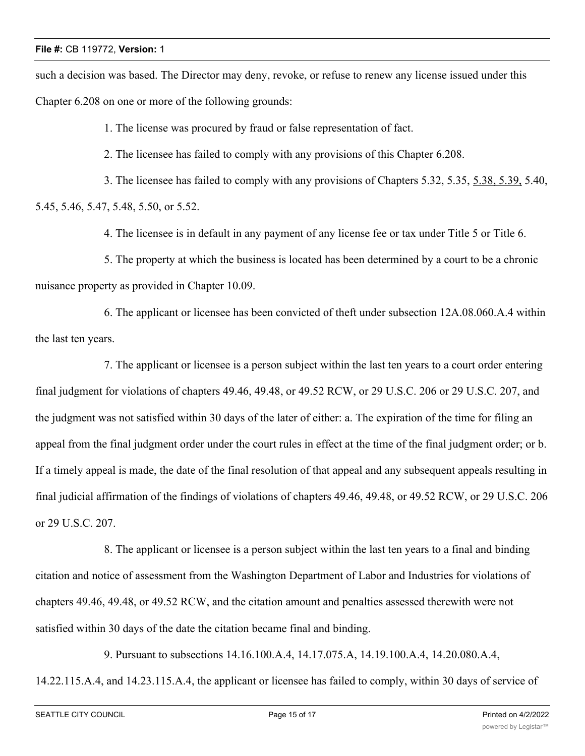such a decision was based. The Director may deny, revoke, or refuse to renew any license issued under this Chapter 6.208 on one or more of the following grounds:

1. The license was procured by fraud or false representation of fact.

2. The licensee has failed to comply with any provisions of this Chapter 6.208.

3. The licensee has failed to comply with any provisions of Chapters 5.32, 5.35, <u>5.38, 5.39,</u> 5.40, 5.45, 5.46, 5.47, 5.48, 5.50, or 5.52.

4. The licensee is in default in any payment of any license fee or tax under Title 5 or Title 6.

5. The property at which the business is located has been determined by a court to be a chronic nuisance property as provided in Chapter 10.09.

6. The applicant or licensee has been convicted of theft under subsection 12A.08.060.A.4 within the last ten years.

7. The applicant or licensee is a person subject within the last ten years to a court order entering final judgment for violations of chapters 49.46, 49.48, or 49.52 RCW, or 29 U.S.C. 206 or 29 U.S.C. 207, and the judgment was not satisfied within 30 days of the later of either: a. The expiration of the time for filing an appeal from the final judgment order under the court rules in effect at the time of the final judgment order; or b. If a timely appeal is made, the date of the final resolution of that appeal and any subsequent appeals resulting in final judicial affirmation of the findings of violations of chapters 49.46, 49.48, or 49.52 RCW, or 29 U.S.C. 206 or 29 U.S.C. 207.

8. The applicant or licensee is a person subject within the last ten years to a final and binding citation and notice of assessment from the Washington Department of Labor and Industries for violations of chapters 49.46, 49.48, or 49.52 RCW, and the citation amount and penalties assessed therewith were not satisfied within 30 days of the date the citation became final and binding.

9. Pursuant to subsections 14.16.100.A.4, 14.17.075.A, 14.19.100.A.4, 14.20.080.A.4, 14.22.115.A.4, and 14.23.115.A.4, the applicant or licensee has failed to comply, within 30 days of service of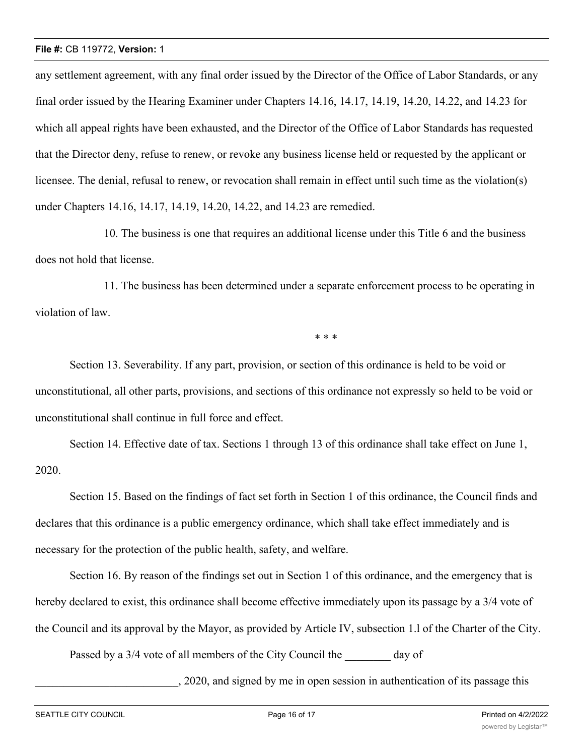any settlement agreement, with any final order issued by the Director of the Office of Labor Standards, or any final order issued by the Hearing Examiner under Chapters 14.16, 14.17, 14.19, 14.20, 14.22, and 14.23 for which all appeal rights have been exhausted, and the Director of the Office of Labor Standards has requested that the Director deny, refuse to renew, or revoke any business license held or requested by the applicant or licensee. The denial, refusal to renew, or revocation shall remain in effect until such time as the violation(s) under Chapters 14.16, 14.17, 14.19, 14.20, 14.22, and 14.23 are remedied.

10. The business is one that requires an additional license under this Title 6 and the business does not hold that license.

11. The business has been determined under a separate enforcement process to be operating in violation of law.

\* \* \*

Section 13. Severability. If any part, provision, or section of this ordinance is held to be void or unconstitutional, all other parts, provisions, and sections of this ordinance not expressly so held to be void or unconstitutional shall continue in full force and effect.

Section 14. Effective date of tax. Sections 1 through 13 of this ordinance shall take effect on June 1, 2020.

Section 15. Based on the findings of fact set forth in Section 1 of this ordinance, the Council finds and declares that this ordinance is a public emergency ordinance, which shall take effect immediately and is necessary for the protection of the public health, safety, and welfare.

Section 16. By reason of the findings set out in Section 1 of this ordinance, and the emergency that is hereby declared to exist, this ordinance shall become effective immediately upon its passage by a 3/4 vote of the Council and its approval by the Mayor, as provided by Article IV, subsection 1.l of the Charter of the City.

Passed by a 3/4 vote of all members of the City Council the ________ day of

_________________________, 2020, and signed by me in open session in authentication of its passage this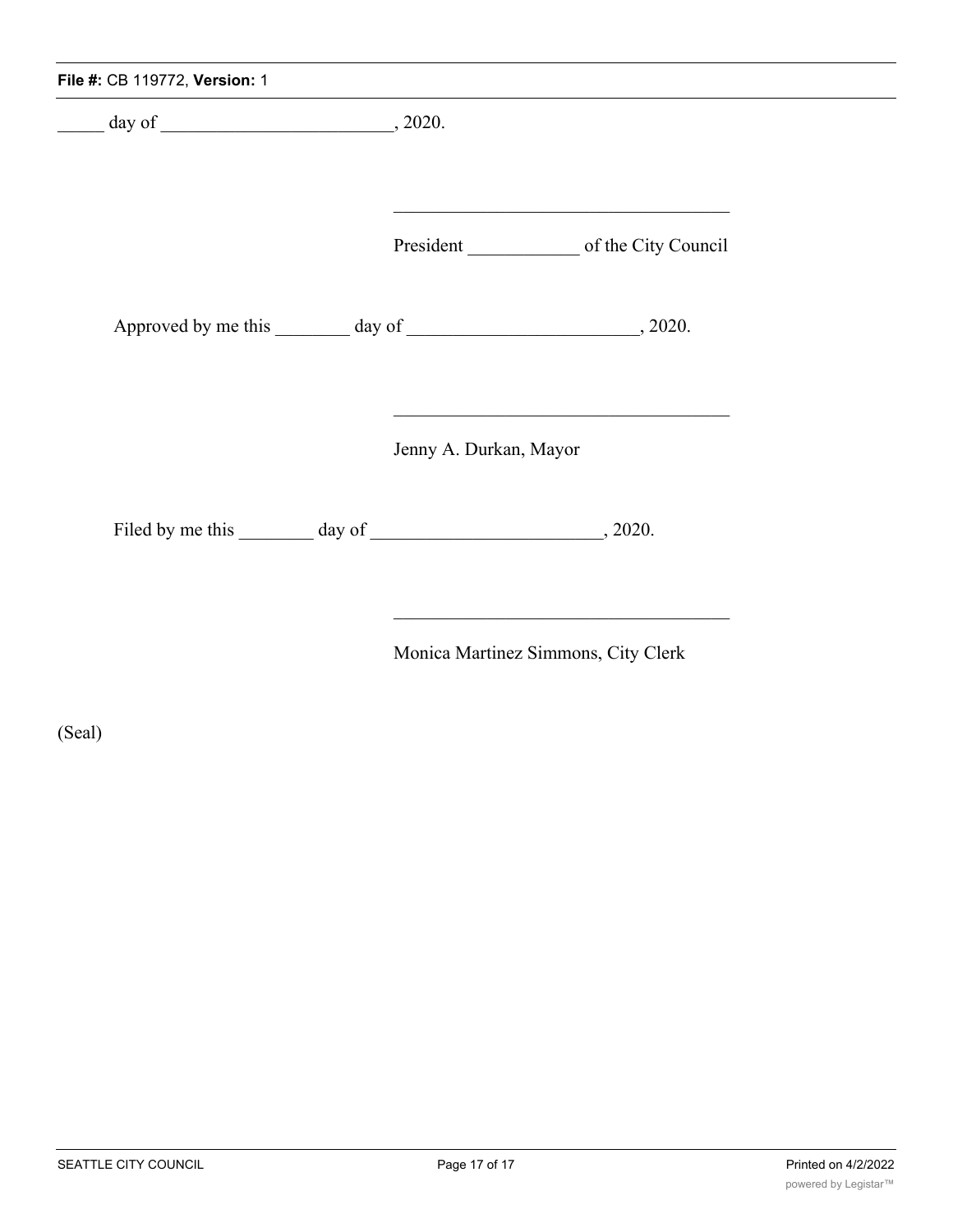_____ day of _________________________, 2020.

____________________________________

President ____________ of the City Council

Approved by me this ________ day of _________________________, 2020.

____________________________________

Jenny A. Durkan, Mayor

Filed by me this ________ day of _________________________, 2020.

____________________________________

Monica Martinez Simmons, City Clerk

(Seal)